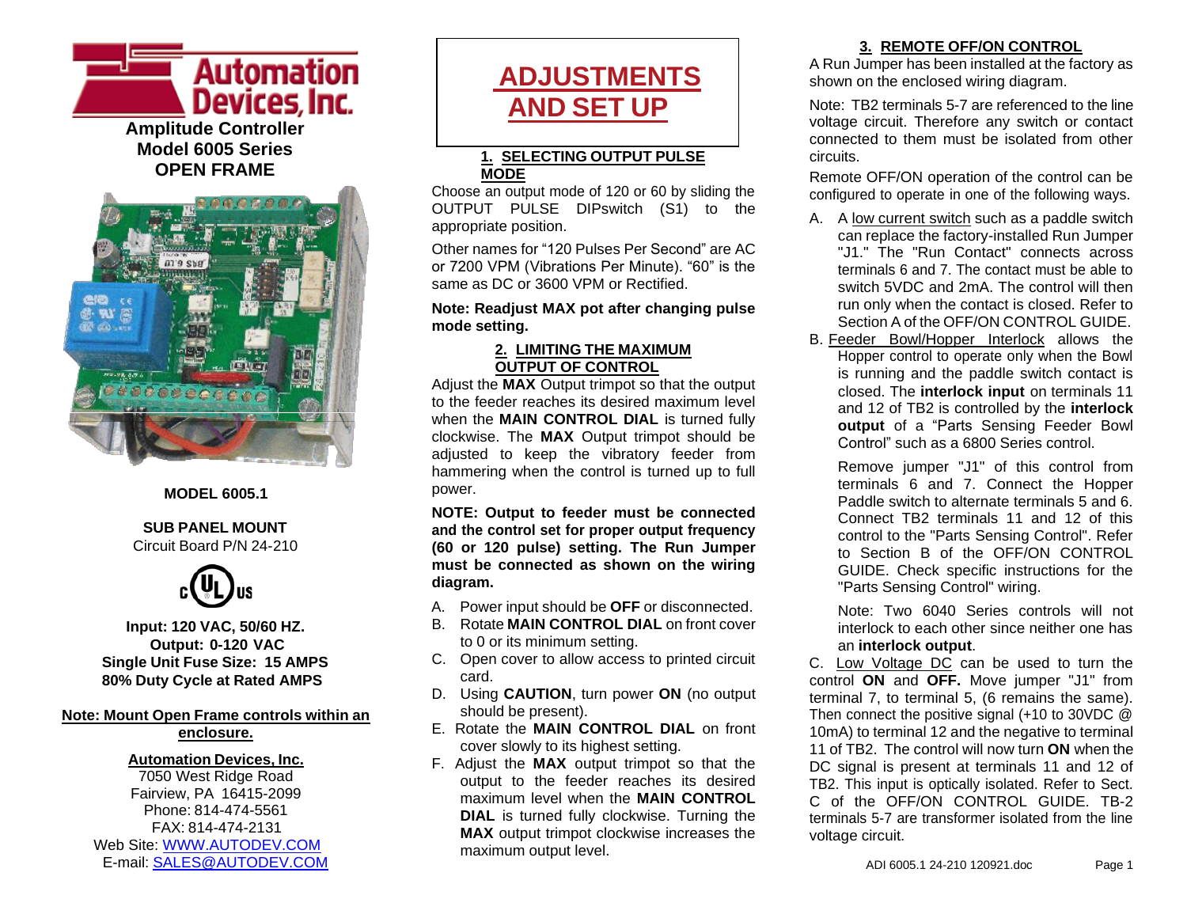# Automation Devices, Inc.

**Amplitude Controller**
**Model 6005 Series**
**OPEN FRAME**

**MODEL 6005.1**

**SUB PANEL MOUNT**
Circuit Board P/N 24-210

c UL us

**Input: 120 VAC, 50/60 HZ.**
**Output: 0-120 VAC**
**Single Unit Fuse Size: 15 AMPS**
**80% Duty Cycle at Rated AMPS**

**Note: Mount Open Frame controls within an enclosure.**

**Automation Devices, Inc.**
7050 West Ridge Road
Fairview, PA 16415-2099
Phone: 814-474-5561
FAX: 814-474-2131
Web Site: WWW.AUTODEV.COM
E-mail: SALES@AUTODEV.COM

# ADJUSTMENTS AND SET UP

## 1. SELECTING OUTPUT PULSE MODE

Choose an output mode of 120 or 60 by sliding the OUTPUT PULSE DIPswitch (S1) to the appropriate position.

Other names for "120 Pulses Per Second" are AC or 7200 VPM (Vibrations Per Minute). "60" is the same as DC or 3600 VPM or Rectified.

**Note: Readjust MAX pot after changing pulse mode setting.**

## 2. LIMITING THE MAXIMUM OUTPUT OF CONTROL

Adjust the **MAX** Output trimpot so that the output to the feeder reaches its desired maximum level when the **MAIN CONTROL DIAL** is turned fully clockwise. The **MAX** Output trimpot should be adjusted to keep the vibratory feeder from hammering when the control is turned up to full power.

**NOTE: Output to feeder must be connected and the control set for proper output frequency (60 or 120 pulse) setting. The Run Jumper must be connected as shown on the wiring diagram.**

A. Power input should be **OFF** or disconnected.
B. Rotate **MAIN CONTROL DIAL** on front cover to 0 or its minimum setting.
C. Open cover to allow access to printed circuit card.
D. Using **CAUTION**, turn power **ON** (no output should be present).
E. Rotate the **MAIN CONTROL DIAL** on front cover slowly to its highest setting.
F. Adjust the **MAX** output trimpot so that the output to the feeder reaches its desired maximum level when the **MAIN CONTROL DIAL** is turned fully clockwise. Turning the **MAX** output trimpot clockwise increases the maximum output level.

## 3. REMOTE OFF/ON CONTROL

A Run Jumper has been installed at the factory as shown on the enclosed wiring diagram.

Note: TB2 terminals 5-7 are referenced to the line voltage circuit. Therefore any switch or contact connected to them must be isolated from other circuits.

Remote OFF/ON operation of the control can be configured to operate in one of the following ways.

A. A low current switch such as a paddle switch can replace the factory-installed Run Jumper "J1." The "Run Contact" connects across terminals 6 and 7. The contact must be able to switch 5VDC and 2mA. The control will then run only when the contact is closed. Refer to Section A of the OFF/ON CONTROL GUIDE.

B. Feeder Bowl/Hopper Interlock allows the Hopper control to operate only when the Bowl is running and the paddle switch contact is closed. The **interlock input** on terminals 11 and 12 of TB2 is controlled by the **interlock output** of a "Parts Sensing Feeder Bowl Control" such as a 6800 Series control.

Remove jumper "J1" of this control from terminals 6 and 7. Connect the Hopper Paddle switch to alternate terminals 5 and 6. Connect TB2 terminals 11 and 12 of this control to the "Parts Sensing Control". Refer to Section B of the OFF/ON CONTROL GUIDE. Check specific instructions for the "Parts Sensing Control" wiring.

Note: Two 6040 Series controls will not interlock to each other since neither one has an **interlock output**.

C. Low Voltage DC can be used to turn the control **ON** and **OFF.** Move jumper "J1" from terminal 7, to terminal 5, (6 remains the same). Then connect the positive signal (+10 to 30VDC @ 10mA) to terminal 12 and the negative to terminal 11 of TB2. The control will now turn **ON** when the DC signal is present at terminals 11 and 12 of TB2. This input is optically isolated. Refer to Sect. C of the OFF/ON CONTROL GUIDE. TB-2 terminals 5-7 are transformer isolated from the line voltage circuit.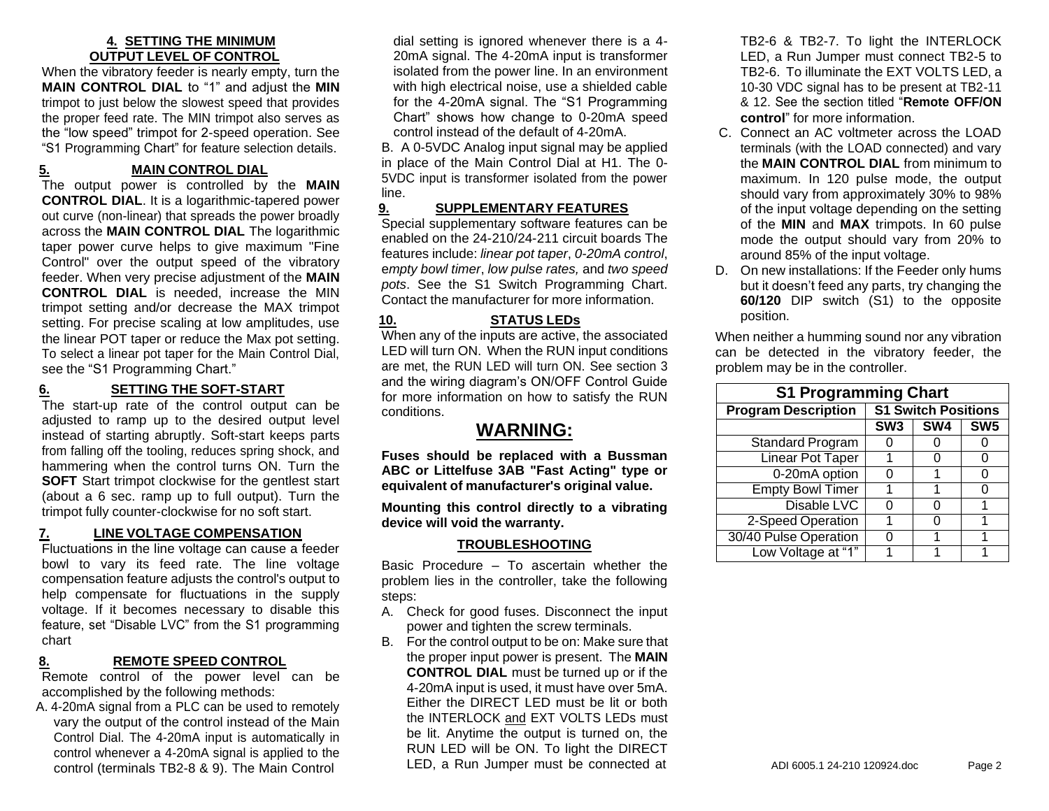## 4. SETTING THE MINIMUM OUTPUT LEVEL OF CONTROL

When the vibratory feeder is nearly empty, turn the **MAIN CONTROL DIAL** to "1" and adjust the **MIN** trimpot to just below the slowest speed that provides the proper feed rate. The MIN trimpot also serves as the "low speed" trimpot for 2-speed operation. See "S1 Programming Chart" for feature selection details.

## 5. MAIN CONTROL DIAL

The output power is controlled by the **MAIN CONTROL DIAL**. It is a logarithmic-tapered power out curve (non-linear) that spreads the power broadly across the **MAIN CONTROL DIAL** The logarithmic taper power curve helps to give maximum "Fine Control" over the output speed of the vibratory feeder. When very precise adjustment of the **MAIN CONTROL DIAL** is needed, increase the MIN trimpot setting and/or decrease the MAX trimpot setting. For precise scaling at low amplitudes, use the linear POT taper or reduce the Max pot setting. To select a linear pot taper for the Main Control Dial, see the "S1 Programming Chart."

## 6. SETTING THE SOFT-START

The start-up rate of the control output can be adjusted to ramp up to the desired output level instead of starting abruptly. Soft-start keeps parts from falling off the tooling, reduces spring shock, and hammering when the control turns ON. Turn the **SOFT** Start trimpot clockwise for the gentlest start (about a 6 sec. ramp up to full output). Turn the trimpot fully counter-clockwise for no soft start.

## 7. LINE VOLTAGE COMPENSATION

Fluctuations in the line voltage can cause a feeder bowl to vary its feed rate. The line voltage compensation feature adjusts the control's output to help compensate for fluctuations in the supply voltage. If it becomes necessary to disable this feature, set "Disable LVC" from the S1 programming chart

## 8. REMOTE SPEED CONTROL

Remote control of the power level can be accomplished by the following methods:

A. 4-20mA signal from a PLC can be used to remotely vary the output of the control instead of the Main Control Dial. The 4-20mA input is automatically in control whenever a 4-20mA signal is applied to the control (terminals TB2-8 & 9). The Main Control dial setting is ignored whenever there is a 4-20mA signal. The 4-20mA input is transformer isolated from the power line. In an environment with high electrical noise, use a shielded cable for the 4-20mA signal. The "S1 Programming Chart" shows how change to 0-20mA speed control instead of the default of 4-20mA.

B. A 0-5VDC Analog input signal may be applied in place of the Main Control Dial at H1. The 0-5VDC input is transformer isolated from the power line.

## 9. SUPPLEMENTARY FEATURES

Special supplementary software features can be enabled on the 24-210/24-211 circuit boards The features include: *linear pot taper*, *0-20mA control*, *empty bowl timer*, *low pulse rates,* and *two speed pots*. See the S1 Switch Programming Chart. Contact the manufacturer for more information.

## 10. STATUS LEDs

When any of the inputs are active, the associated LED will turn ON. When the RUN input conditions are met, the RUN LED will turn ON. See section 3 and the wiring diagram's ON/OFF Control Guide for more information on how to satisfy the RUN conditions.

# WARNING:

**Fuses should be replaced with a Bussman ABC or Littelfuse 3AB "Fast Acting" type or equivalent of manufacturer's original value.**

**Mounting this control directly to a vibrating device will void the warranty.**

## TROUBLESHOOTING

Basic Procedure – To ascertain whether the problem lies in the controller, take the following steps:

A. Check for good fuses. Disconnect the input power and tighten the screw terminals.

B. For the control output to be on: Make sure that the proper input power is present. The **MAIN CONTROL DIAL** must be turned up or if the 4-20mA input is used, it must have over 5mA. Either the DIRECT LED must be lit or both the INTERLOCK and EXT VOLTS LEDs must be lit. Anytime the output is turned on, the RUN LED will be ON. To light the DIRECT LED, a Run Jumper must be connected at TB2-6 & TB2-7. To light the INTERLOCK LED, a Run Jumper must connect TB2-5 to TB2-6. To illuminate the EXT VOLTS LED, a 10-30 VDC signal has to be present at TB2-11 & 12. See the section titled "**Remote OFF/ON control**" for more information.

C. Connect an AC voltmeter across the LOAD terminals (with the LOAD connected) and vary the **MAIN CONTROL DIAL** from minimum to maximum. In 120 pulse mode, the output should vary from approximately 30% to 98% of the input voltage depending on the setting of the **MIN** and **MAX** trimpots. In 60 pulse mode the output should vary from 20% to around 85% of the input voltage.

D. On new installations: If the Feeder only hums but it doesn't feed any parts, try changing the **60/120** DIP switch (S1) to the opposite position.

When neither a humming sound nor any vibration can be detected in the vibratory feeder, the problem may be in the controller.

| S1 Programming Chart | | | |
|---|---|---|---|
| **Program Description** | **S1 Switch Positions** | | |
| | **SW3** | **SW4** | **SW5** |
| Standard Program | 0 | 0 | 0 |
| Linear Pot Taper | 1 | 0 | 0 |
| 0-20mA option | 0 | 1 | 0 |
| Empty Bowl Timer | 1 | 1 | 0 |
| Disable LVC | 0 | 0 | 1 |
| 2-Speed Operation | 1 | 0 | 1 |
| 30/40 Pulse Operation | 0 | 1 | 1 |
| Low Voltage at "1" | 1 | 1 | 1 |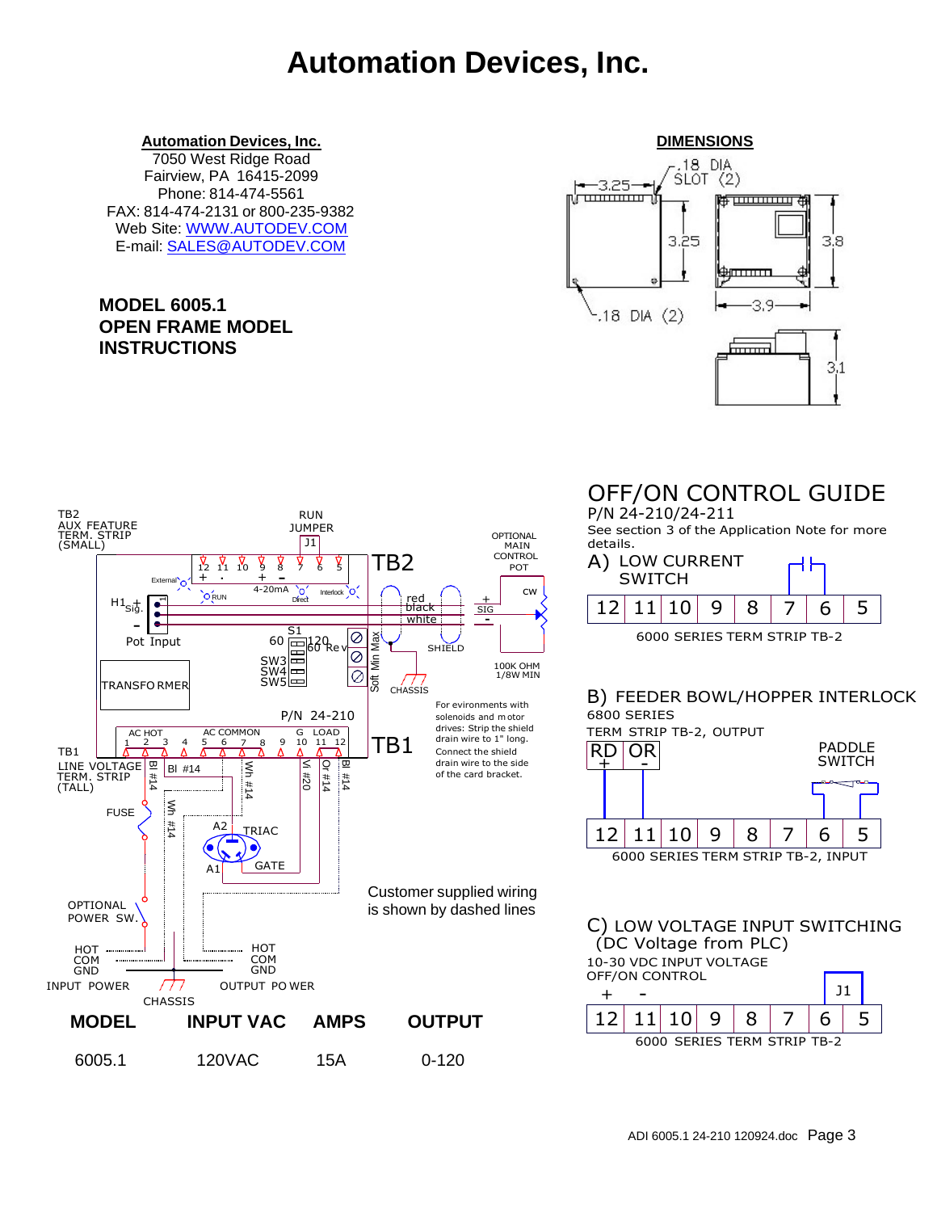# Automation Devices, Inc.

**Automation Devices, Inc.**
7050 West Ridge Road
Fairview, PA 16415-2099
Phone: 814-474-5561
FAX: 814-474-2131 or 800-235-9382
Web Site: WWW.AUTODEV.COM
E-mail: SALES@AUTODEV.COM

**MODEL 6005.1**
**OPEN FRAME MODEL**
**INSTRUCTIONS**

**DIMENSIONS**

3.25
.18 DIA SLOT (2)
3.25
3.8
.18 DIA (2)
3.9
3.1

TB2
AUX FEATURE
TERM. STRIP
(SMALL)

RUN
JUMPER
J1

TB2

OPTIONAL
MAIN
CONTROL
POT

12 11 10 9 8 7 6 5
\+ · + -
External
RUN
4-20mA
Direct
Interlock
H1
\+
Sig.
\-
Pot Input
red
black
white
CW
\+
SIG
\-
SHIELD
S1
60 120
60 Rev
SW3
SW4
SW5
Soft Min Max
CHASSIS
100K OHM
1/8W MIN
TRANSFORMER

P/N 24-210

For evironments with solenoids and motor drives: Strip the shield drain wire to 1" long. Connect the shield drain wire to the side of the card bracket.

AC HOT
AC COMMON
G LOAD
1 2 3 4 5 6 7 8 9 10 11 12

TB1

TB1
LINE VOLTAGE
TERM. STRIP
(TALL)

Bl #14
Bl #14
Wh #14
Vi #20
Or #14
Bl #14
Wh #14

FUSE
A2
TRIAC
A1
GATE

Customer supplied wiring is shown by dashed lines

OPTIONAL
POWER SW.

HOT
COM
GND
INPUT POWER

CHASSIS

HOT
COM
GND
OUTPUT POWER

| MODEL | INPUT VAC | AMPS | OUTPUT |
|---|---|---|---|
| 6005.1 | 120VAC | 15A | 0-120 |

## OFF/ON CONTROL GUIDE

P/N 24-210/24-211
See section 3 of the Application Note for more details.

### A) LOW CURRENT SWITCH

12 11 10 9 8 7 6 5
6000 SERIES TERM STRIP TB-2

### B) FEEDER BOWL/HOPPER INTERLOCK

6800 SERIES
TERM STRIP TB-2, OUTPUT
RD +
OR -
PADDLE SWITCH
12 11 10 9 8 7 6 5
6000 SERIES TERM STRIP TB-2, INPUT

### C) LOW VOLTAGE INPUT SWITCHING (DC Voltage from PLC)

10-30 VDC INPUT VOLTAGE
OFF/ON CONTROL
\+ -
J1
12 11 10 9 8 7 6 5
6000 SERIES TERM STRIP TB-2

ADI 6005.1 24-210 120924.doc